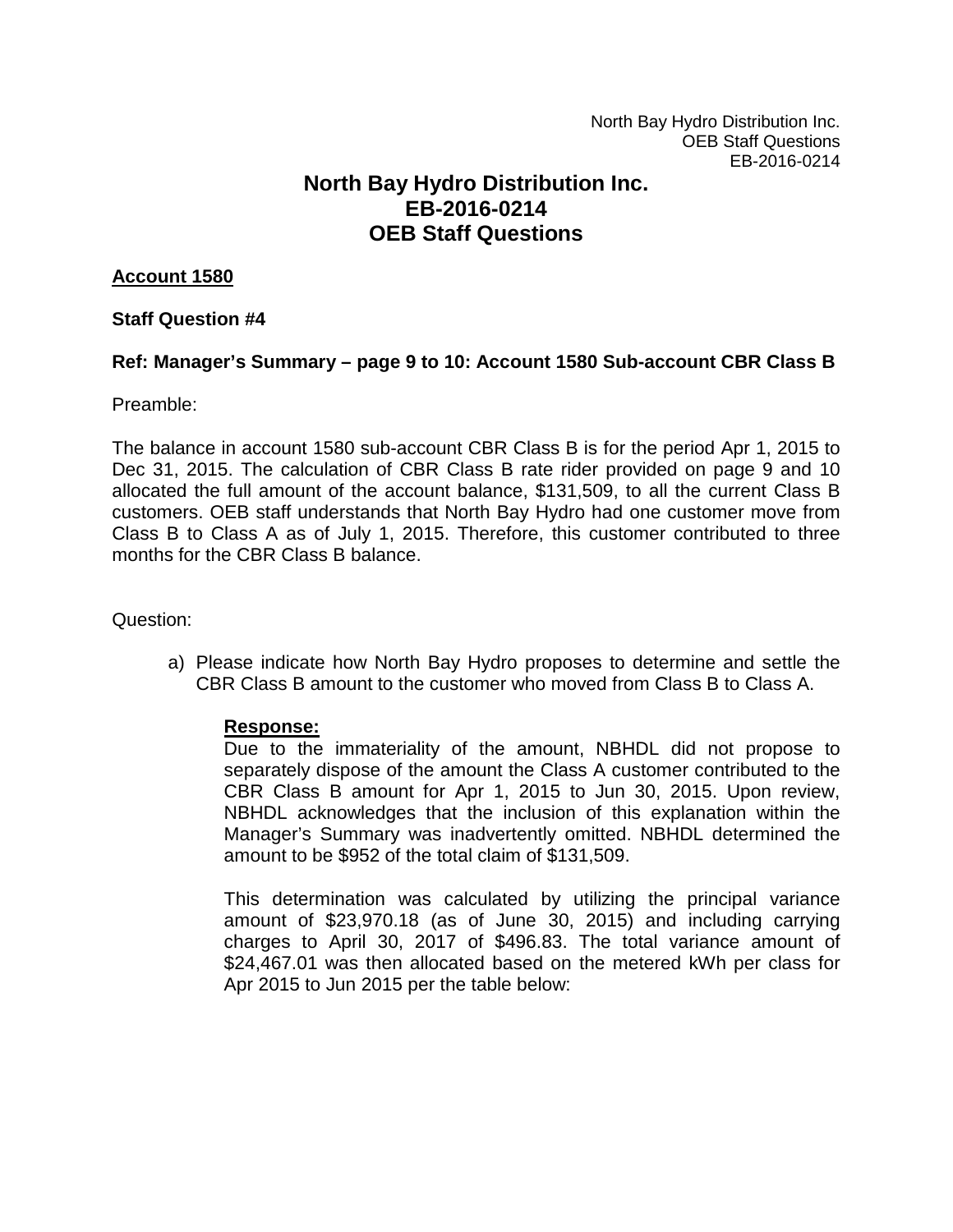# North Bay Hydro Distribution Inc.
# EB-2016-0214
# OEB Staff Questions

**Account 1580**

**Staff Question #4**

**Ref: Manager's Summary – page 9 to 10: Account 1580 Sub-account CBR Class B**

Preamble:

The balance in account 1580 sub-account CBR Class B is for the period Apr 1, 2015 to Dec 31, 2015. The calculation of CBR Class B rate rider provided on page 9 and 10 allocated the full amount of the account balance, $131,509, to all the current Class B customers. OEB staff understands that North Bay Hydro had one customer move from Class B to Class A as of July 1, 2015. Therefore, this customer contributed to three months for the CBR Class B balance.

Question:

a) Please indicate how North Bay Hydro proposes to determine and settle the CBR Class B amount to the customer who moved from Class B to Class A.

   **Response:**
   Due to the immateriality of the amount, NBHDL did not propose to separately dispose of the amount the Class A customer contributed to the CBR Class B amount for Apr 1, 2015 to Jun 30, 2015. Upon review, NBHDL acknowledges that the inclusion of this explanation within the Manager's Summary was inadvertently omitted. NBHDL determined the amount to be $952 of the total claim of $131,509.

   This determination was calculated by utilizing the principal variance amount of $23,970.18 (as of June 30, 2015) and including carrying charges to April 30, 2017 of $496.83. The total variance amount of $24,467.01 was then allocated based on the metered kWh per class for Apr 2015 to Jun 2015 per the table below: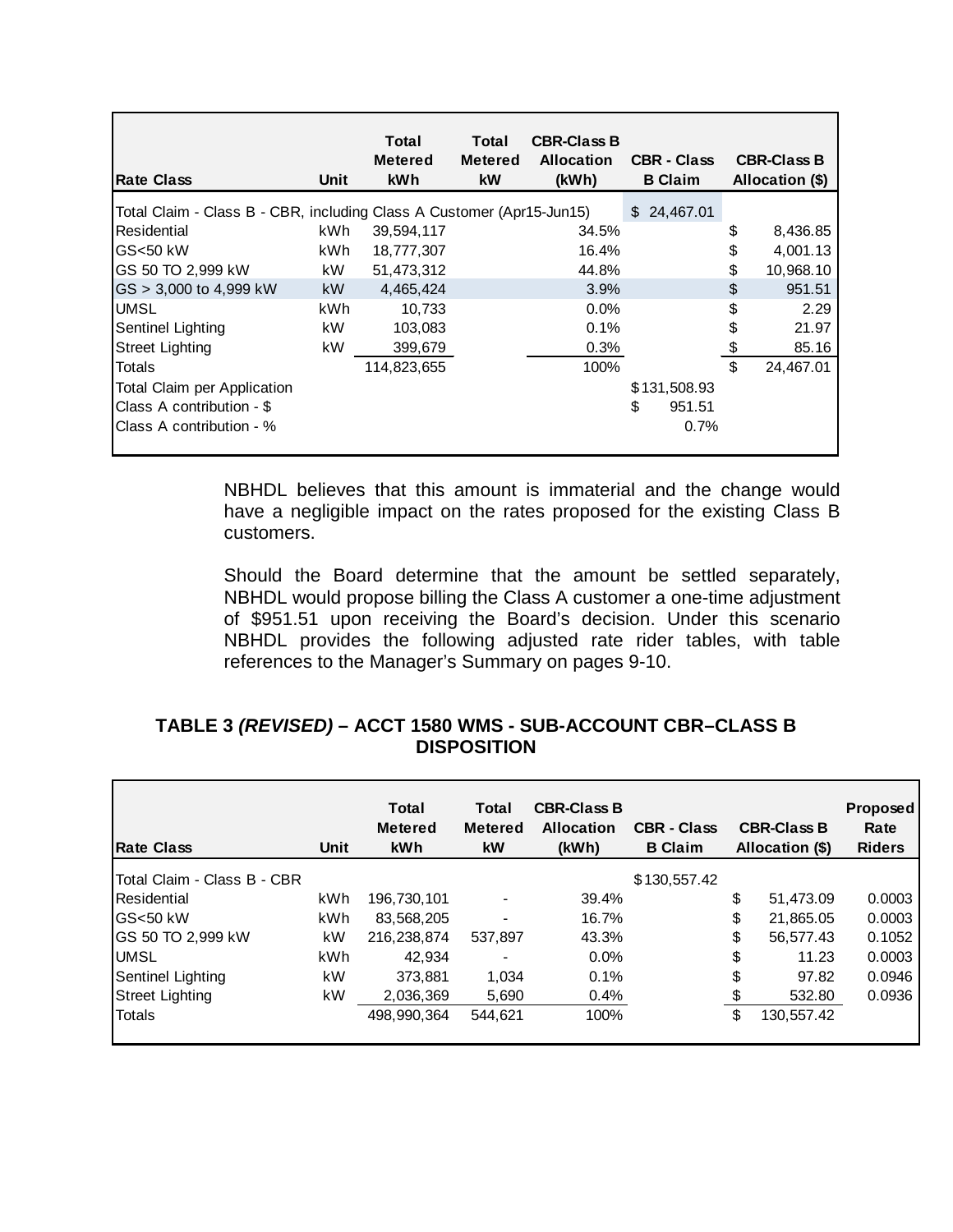| Rate Class | Unit | Total Metered kWh | Total Metered kW | CBR-Class B Allocation (kWh) | CBR - Class B Claim | CBR-Class B Allocation ($) |
|---|---|---|---|---|---|---|
| Total Claim - Class B - CBR, including Class A Customer (Apr15-Jun15) | | | | | $ 24,467.01 | |
| Residential | kWh | 39,594,117 | | 34.5% | | $ 8,436.85 |
| GS<50 kW | kWh | 18,777,307 | | 16.4% | | $ 4,001.13 |
| GS 50 TO 2,999 kW | kW | 51,473,312 | | 44.8% | | $ 10,968.10 |
| GS > 3,000 to 4,999 kW | kW | 4,465,424 | | 3.9% | | $ 951.51 |
| UMSL | kWh | 10,733 | | 0.0% | | $ 2.29 |
| Sentinel Lighting | kW | 103,083 | | 0.1% | | $ 21.97 |
| Street Lighting | kW | 399,679 | | 0.3% | | $ 85.16 |
| Totals | | 114,823,655 | | 100% | | $ 24,467.01 |
| Total Claim per Application | | | | | $131,508.93 | |
| Class A contribution - $ | | | | | $ 951.51 | |
| Class A contribution - % | | | | | 0.7% | |

NBHDL believes that this amount is immaterial and the change would have a negligible impact on the rates proposed for the existing Class B customers.

Should the Board determine that the amount be settled separately, NBHDL would propose billing the Class A customer a one-time adjustment of $951.51 upon receiving the Board's decision. Under this scenario NBHDL provides the following adjusted rate rider tables, with table references to the Manager's Summary on pages 9-10.

**TABLE 3 *(REVISED)* – ACCT 1580 WMS - SUB-ACCOUNT CBR–CLASS B DISPOSITION**

| Rate Class | Unit | Total Metered kWh | Total Metered kW | CBR-Class B Allocation (kWh) | CBR - Class B Claim | CBR-Class B Allocation ($) | Proposed Rate Riders |
|---|---|---|---|---|---|---|---|
| Total Claim - Class B - CBR | | | | | $130,557.42 | | |
| Residential | kWh | 196,730,101 | - | 39.4% | | $ 51,473.09 | 0.0003 |
| GS<50 kW | kWh | 83,568,205 | - | 16.7% | | $ 21,865.05 | 0.0003 |
| GS 50 TO 2,999 kW | kW | 216,238,874 | 537,897 | 43.3% | | $ 56,577.43 | 0.1052 |
| UMSL | kWh | 42,934 | - | 0.0% | | $ 11.23 | 0.0003 |
| Sentinel Lighting | kW | 373,881 | 1,034 | 0.1% | | $ 97.82 | 0.0946 |
| Street Lighting | kW | 2,036,369 | 5,690 | 0.4% | | $ 532.80 | 0.0936 |
| Totals | | 498,990,364 | 544,621 | 100% | | $ 130,557.42 | |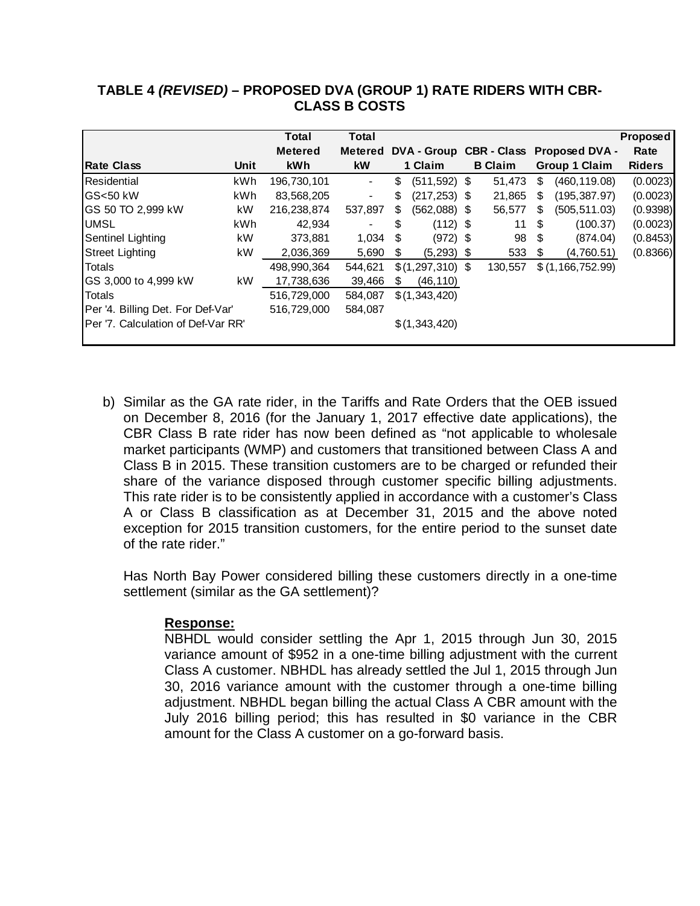**TABLE 4 *(REVISED)* – PROPOSED DVA (GROUP 1) RATE RIDERS WITH CBR-CLASS B COSTS**

| Rate Class | Unit | Total Metered kWh | Total Metered kW | DVA - Group 1 Claim | CBR - Class B Claim | Proposed DVA - Group 1 Claim | Proposed Rate Riders |
|---|---|---|---|---|---|---|---|
| Residential | kWh | 196,730,101 | - | $ (511,592) | $ 51,473 | $ (460,119.08) | (0.0023) |
| GS<50 kW | kWh | 83,568,205 | - | $ (217,253) | $ 21,865 | $ (195,387.97) | (0.0023) |
| GS 50 TO 2,999 kW | kW | 216,238,874 | 537,897 | $ (562,088) | $ 56,577 | $ (505,511.03) | (0.9398) |
| UMSL | kWh | 42,934 | - | $ (112) | $ 11 | $ (100.37) | (0.0023) |
| Sentinel Lighting | kW | 373,881 | 1,034 | $ (972) | $ 98 | $ (874.04) | (0.8453) |
| Street Lighting | kW | 2,036,369 | 5,690 | $ (5,293) | $ 533 | $ (4,760.51) | (0.8366) |
| Totals | | 498,990,364 | 544,621 | $ (1,297,310) | $ 130,557 | $ (1,166,752.99) | |
| GS 3,000 to 4,999 kW | kW | 17,738,636 | 39,466 | $ (46,110) | | | |
| Totals | | 516,729,000 | 584,087 | $ (1,343,420) | | | |
| Per '4. Billing Det. For Def-Var' | | 516,729,000 | 584,087 | | | | |
| Per '7. Calculation of Def-Var RR' | | | | $ (1,343,420) | | | |

b) Similar as the GA rate rider, in the Tariffs and Rate Orders that the OEB issued on December 8, 2016 (for the January 1, 2017 effective date applications), the CBR Class B rate rider has now been defined as "not applicable to wholesale market participants (WMP) and customers that transitioned between Class A and Class B in 2015. These transition customers are to be charged or refunded their share of the variance disposed through customer specific billing adjustments. This rate rider is to be consistently applied in accordance with a customer's Class A or Class B classification as at December 31, 2015 and the above noted exception for 2015 transition customers, for the entire period to the sunset date of the rate rider."

Has North Bay Power considered billing these customers directly in a one-time settlement (similar as the GA settlement)?

**Response:**

NBHDL would consider settling the Apr 1, 2015 through Jun 30, 2015 variance amount of $952 in a one-time billing adjustment with the current Class A customer. NBHDL has already settled the Jul 1, 2015 through Jun 30, 2016 variance amount with the customer through a one-time billing adjustment. NBHDL began billing the actual Class A CBR amount with the July 2016 billing period; this has resulted in $0 variance in the CBR amount for the Class A customer on a go-forward basis.